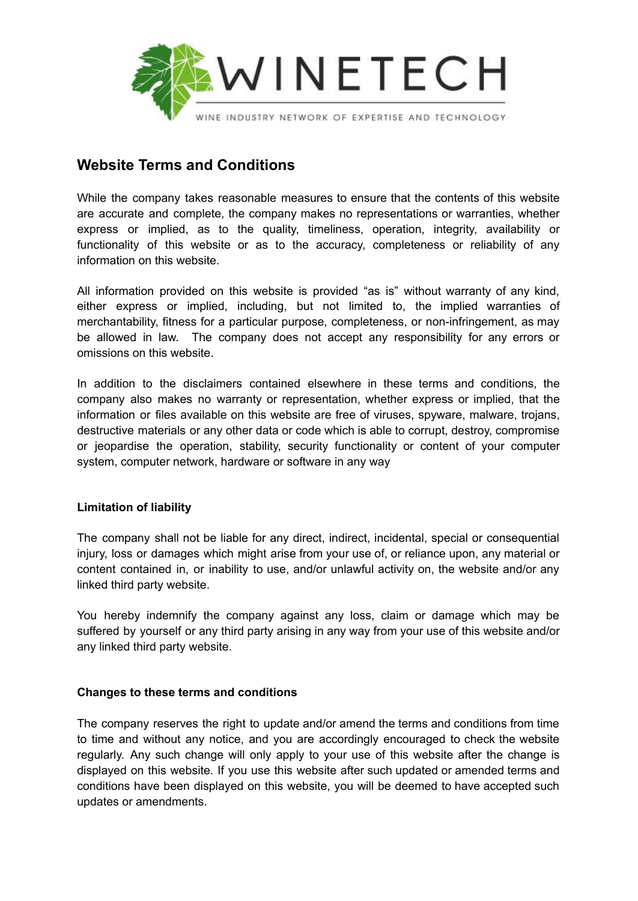# Website Terms and Conditions

While the company takes reasonable measures to ensure that the contents of this website are accurate and complete, the company makes no representations or warranties, whether express or implied, as to the quality, timeliness, operation, integrity, availability or functionality of this website or as to the accuracy, completeness or reliability of any information on this website.

All information provided on this website is provided "as is" without warranty of any kind, either express or implied, including, but not limited to, the implied warranties of merchantability, fitness for a particular purpose, completeness, or non-infringement, as may be allowed in law. The company does not accept any responsibility for any errors or omissions on this website.

In addition to the disclaimers contained elsewhere in these terms and conditions, the company also makes no warranty or representation, whether express or implied, that the information or files available on this website are free of viruses, spyware, malware, trojans, destructive materials or any other data or code which is able to corrupt, destroy, compromise or jeopardise the operation, stability, security functionality or content of your computer system, computer network, hardware or software in any way

### Limitation of liability

The company shall not be liable for any direct, indirect, incidental, special or consequential injury, loss or damages which might arise from your use of, or reliance upon, any material or content contained in, or inability to use, and/or unlawful activity on, the website and/or any linked third party website.

You hereby indemnify the company against any loss, claim or damage which may be suffered by yourself or any third party arising in any way from your use of this website and/or any linked third party website.

### Changes to these terms and conditions

The company reserves the right to update and/or amend the terms and conditions from time to time and without any notice, and you are accordingly encouraged to check the website regularly. Any such change will only apply to your use of this website after the change is displayed on this website. If you use this website after such updated or amended terms and conditions have been displayed on this website, you will be deemed to have accepted such updates or amendments.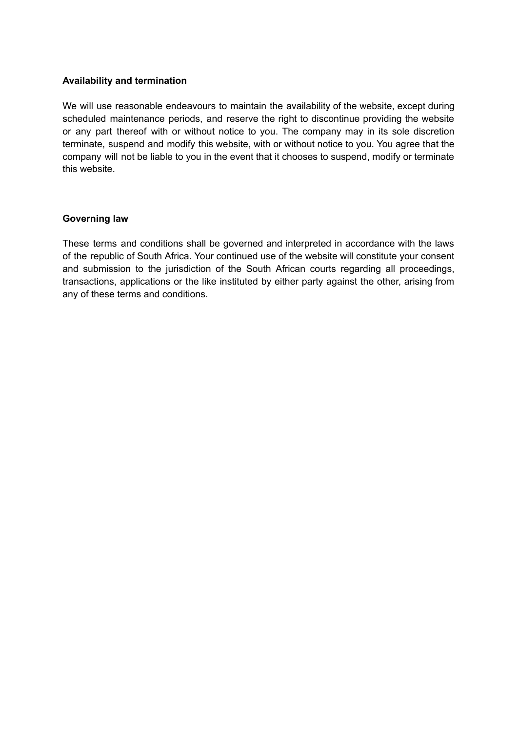**Availability and termination**

We will use reasonable endeavours to maintain the availability of the website, except during scheduled maintenance periods, and reserve the right to discontinue providing the website or any part thereof with or without notice to you. The company may in its sole discretion terminate, suspend and modify this website, with or without notice to you. You agree that the company will not be liable to you in the event that it chooses to suspend, modify or terminate this website.

**Governing law**

These terms and conditions shall be governed and interpreted in accordance with the laws of the republic of South Africa. Your continued use of the website will constitute your consent and submission to the jurisdiction of the South African courts regarding all proceedings, transactions, applications or the like instituted by either party against the other, arising from any of these terms and conditions.